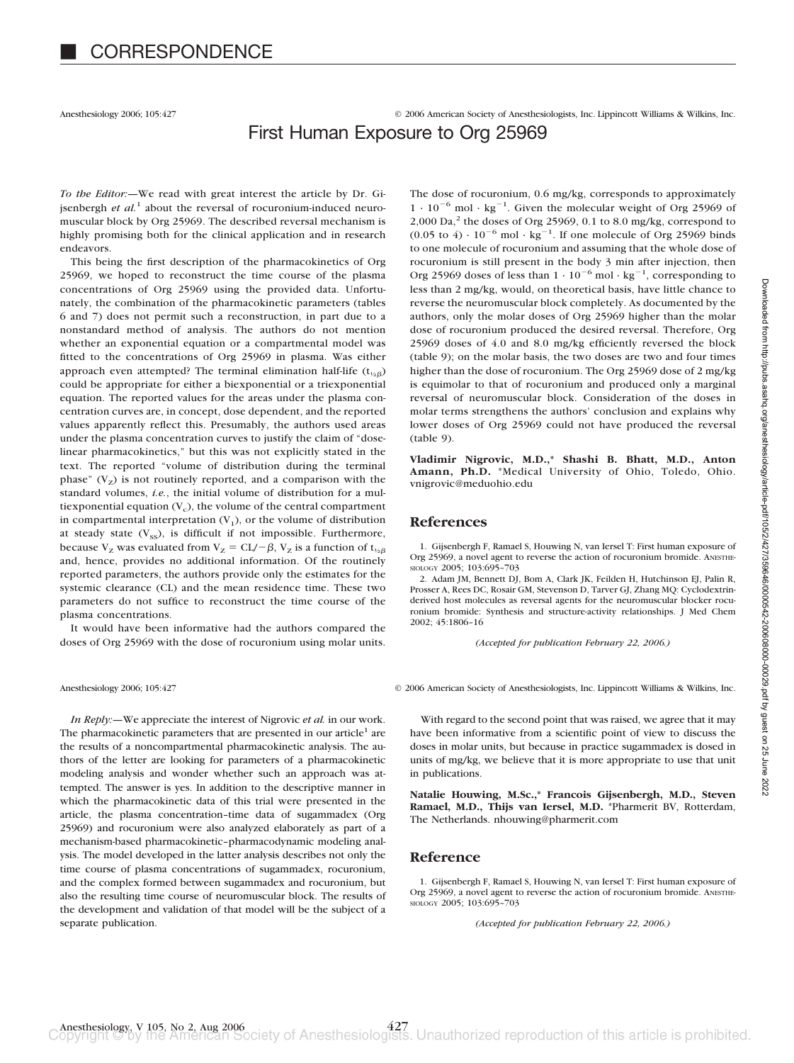# CORRESPONDENCE

Anesthesiology 2006; 105:427 © 2006 American Society of Anesthesiologists, Inc. Lippincott Williams & Wilkins, Inc.

## First Human Exposure to Org 25969

*To the Editor:*—We read with great interest the article by Dr. Gijsenbergh *et al.*[1] about the reversal of rocuronium-induced neuromuscular block by Org 25969. The described reversal mechanism is highly promising both for the clinical application and in research endeavors.

This being the first description of the pharmacokinetics of Org 25969, we hoped to reconstruct the time course of the plasma concentrations of Org 25969 using the provided data. Unfortunately, the combination of the pharmacokinetic parameters (tables 6 and 7) does not permit such a reconstruction, in part due to a nonstandard method of analysis. The authors do not mention whether an exponential equation or a compartmental model was fitted to the concentrations of Org 25969 in plasma. Was either approach even attempted? The terminal elimination half-life ($t_{½\beta}$) could be appropriate for either a biexponential or a triexponential equation. The reported values for the areas under the plasma concentration curves are, in concept, dose dependent, and the reported values apparently reflect this. Presumably, the authors used areas under the plasma concentration curves to justify the claim of "dose-linear pharmacokinetics," but this was not explicitly stated in the text. The reported "volume of distribution during the terminal phase" ($V_Z$) is not routinely reported, and a comparison with the standard volumes, *i.e.*, the initial volume of distribution for a multiexponential equation ($V_c$), the volume of the central compartment in compartmental interpretation ($V_1$), or the volume of distribution at steady state ($V_{SS}$), is difficult if not impossible. Furthermore, because $V_Z$ was evaluated from $V_Z = CL/-\beta$, $V_Z$ is a function of $t_{½\beta}$ and, hence, provides no additional information. Of the routinely reported parameters, the authors provide only the estimates for the systemic clearance (CL) and the mean residence time. These two parameters do not suffice to reconstruct the time course of the plasma concentrations.

It would have been informative had the authors compared the doses of Org 25969 with the dose of rocuronium using molar units. The dose of rocuronium, 0.6 mg/kg, corresponds to approximately $1 \cdot 10^{-6}$ mol $\cdot$ kg$^{-1}$. Given the molecular weight of Org 25969 of 2,000 Da,[2] the doses of Org 25969, 0.1 to 8.0 mg/kg, correspond to $(0.05 \text{ to } 4) \cdot 10^{-6}$ mol $\cdot$ kg$^{-1}$. If one molecule of Org 25969 binds to one molecule of rocuronium and assuming that the whole dose of rocuronium is still present in the body 3 min after injection, then Org 25969 doses of less than $1 \cdot 10^{-6}$ mol $\cdot$ kg$^{-1}$, corresponding to less than 2 mg/kg, would, on theoretical basis, have little chance to reverse the neuromuscular block completely. As documented by the authors, only the molar doses of Org 25969 higher than the molar dose of rocuronium produced the desired reversal. Therefore, Org 25969 doses of 4.0 and 8.0 mg/kg efficiently reversed the block (table 9); on the molar basis, the two doses are two and four times higher than the dose of rocuronium. The Org 25969 dose of 2 mg/kg is equimolar to that of rocuronium and produced only a marginal reversal of neuromuscular block. Consideration of the doses in molar terms strengthens the authors' conclusion and explains why lower doses of Org 25969 could not have produced the reversal (table 9).

**Vladimir Nigrovic, M.D.,\* Shashi B. Bhatt, M.D., Anton Amann, Ph.D.** \*Medical University of Ohio, Toledo, Ohio. vnigrovic@meduohio.edu

### References

1. Gijsenbergh F, Ramael S, Houwing N, van Iersel T: First human exposure of Org 25969, a novel agent to reverse the action of rocuronium bromide. ANESTHESIOLOGY 2005; 103:695–703
2. Adam JM, Bennett DJ, Bom A, Clark JK, Feilden H, Hutchinson EJ, Palin R, Prosser A, Rees DC, Rosair GM, Stevenson D, Tarver GJ, Zhang MQ: Cyclodextrin-derived host molecules as reversal agents for the neuromuscular blocker rocuronium bromide: Synthesis and structure-activity relationships. J Med Chem 2002; 45:1806–16

*(Accepted for publication February 22, 2006.)*

Anesthesiology 2006; 105:427 © 2006 American Society of Anesthesiologists, Inc. Lippincott Williams & Wilkins, Inc.

*In Reply:*—We appreciate the interest of Nigrovic *et al.* in our work. The pharmacokinetic parameters that are presented in our article[1] are the results of a noncompartmental pharmacokinetic analysis. The authors of the letter are looking for parameters of a pharmacokinetic modeling analysis and wonder whether such an approach was attempted. The answer is yes. In addition to the descriptive manner in which the pharmacokinetic data of this trial were presented in the article, the plasma concentration–time data of sugammadex (Org 25969) and rocuronium were also analyzed elaborately as part of a mechanism-based pharmacokinetic–pharmacodynamic modeling analysis. The model developed in the latter analysis describes not only the time course of plasma concentrations of sugammadex, rocuronium, and the complex formed between sugammadex and rocuronium, but also the resulting time course of neuromuscular block. The results of the development and validation of that model will be the subject of a separate publication.

With regard to the second point that was raised, we agree that it may have been informative from a scientific point of view to discuss the doses in molar units, but because in practice sugammadex is dosed in units of mg/kg, we believe that it is more appropriate to use that unit in publications.

**Natalie Houwing, M.Sc.,\* Francois Gijsenbergh, M.D., Steven Ramael, M.D., Thijs van Iersel, M.D.** \*Pharmerit BV, Rotterdam, The Netherlands. nhouwing@pharmerit.com

### Reference

1. Gijsenbergh F, Ramael S, Houwing N, van Iersel T: First human exposure of Org 25969, a novel agent to reverse the action of rocuronium bromide. ANESTHESIOLOGY 2005; 103:695–703

*(Accepted for publication February 22, 2006.)*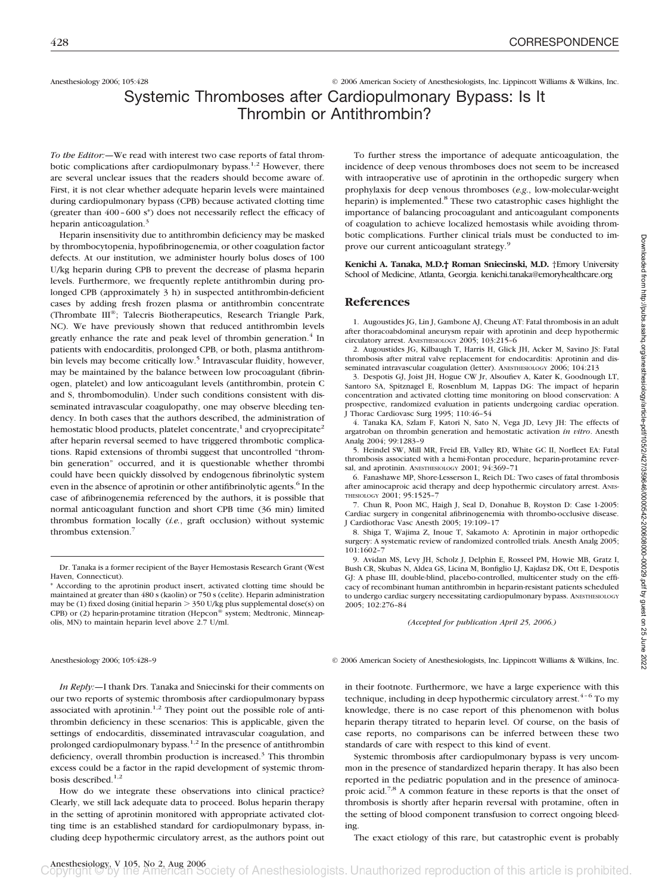Anesthesiology 2006; 105:428 © 2006 American Society of Anesthesiologists, Inc. Lippincott Williams & Wilkins, Inc.

# Systemic Thromboses after Cardiopulmonary Bypass: Is It Thrombin or Antithrombin?

*To the Editor:*—We read with interest two case reports of fatal thrombotic complications after cardiopulmonary bypass.[1,2] However, there are several unclear issues that the readers should become aware of. First, it is not clear whether adequate heparin levels were maintained during cardiopulmonary bypass (CPB) because activated clotting time (greater than 400–600 s*) does not necessarily reflect the efficacy of heparin anticoagulation.[3]

Heparin insensitivity due to antithrombin deficiency may be masked by thrombocytopenia, hypofibrinogenemia, or other coagulation factor defects. At our institution, we administer hourly bolus doses of 100 U/kg heparin during CPB to prevent the decrease of plasma heparin levels. Furthermore, we frequently replete antithrombin during prolonged CPB (approximately 3 h) in suspected antithrombin-deficient cases by adding fresh frozen plasma or antithrombin concentrate (Thrombate III®; Talecris Biotherapeutics, Research Triangle Park, NC). We have previously shown that reduced antithrombin levels greatly enhance the rate and peak level of thrombin generation.[4] In patients with endocarditis, prolonged CPB, or both, plasma antithrombin levels may become critically low.[5] Intravascular fluidity, however, may be maintained by the balance between low procoagulant (fibrinogen, platelet) and low anticoagulant levels (antithrombin, protein C and S, thrombomodulin). Under such conditions consistent with disseminated intravascular coagulopathy, one may observe bleeding tendency. In both cases that the authors described, the administration of hemostatic blood products, platelet concentrate,[1] and cryoprecipitate[2] after heparin reversal seemed to have triggered thrombotic complications. Rapid extensions of thrombi suggest that uncontrolled "thrombin generation" occurred, and it is questionable whether thrombi could have been quickly dissolved by endogenous fibrinolytic system even in the absence of aprotinin or other antifibrinolytic agents.[6] In the case of afibrinogenemia referenced by the authors, it is possible that normal anticoagulant function and short CPB time (36 min) limited thrombus formation locally (*i.e.*, graft occlusion) without systemic thrombus extension.[7]

To further stress the importance of adequate anticoagulation, the incidence of deep venous thromboses does not seem to be increased with intraoperative use of aprotinin in the orthopedic surgery when prophylaxis for deep venous thromboses (*e.g.*, low-molecular-weight heparin) is implemented.[8] These two catastrophic cases highlight the importance of balancing procoagulant and anticoagulant components of coagulation to achieve localized hemostasis while avoiding thrombotic complications. Further clinical trials must be conducted to improve our current anticoagulant strategy.[9]

**Kenichi A. Tanaka, M.D.† Roman Sniecinski, M.D.** †Emory University School of Medicine, Atlanta, Georgia. kenichi.tanaka@emoryhealthcare.org

Dr. Tanaka is a former recipient of the Bayer Hemostasis Research Grant (West Haven, Connecticut).

\* According to the aprotinin product insert, activated clotting time should be maintained at greater than 480 s (kaolin) or 750 s (celite). Heparin administration may be (1) fixed dosing (initial heparin > 350 U/kg plus supplemental dose(s) on CPB) or (2) heparin-protamine titration (Hepcon® system; Medtronic, Minneapolis, MN) to maintain heparin level above 2.7 U/ml.

## References

1. Augoustides JG, Lin J, Gambone AJ, Cheung AT: Fatal thrombosis in an adult after thoracoabdominal aneurysm repair with aprotinin and deep hypothermic circulatory arrest. Anesthesiology 2005; 103:215–6
2. Augoustides JG, Kilbaugh T, Harris H, Glick JH, Acker M, Savino JS: Fatal thrombosis after mitral valve replacement for endocarditis: Aprotinin and disseminated intravascular coagulation (letter). Anesthesiology 2006; 104:213
3. Despotis GJ, Joist JH, Hogue CW Jr, Alsoufiev A, Kater K, Goodnough LT, Santoro SA, Spitznagel E, Rosenblum M, Lappas DG: The impact of heparin concentration and activated clotting time monitoring on blood conservation: A prospective, randomized evaluation in patients undergoing cardiac operation. J Thorac Cardiovasc Surg 1995; 110:46–54
4. Tanaka KA, Szlam F, Katori N, Sato N, Vega JD, Levy JH: The effects of argatroban on thrombin generation and hemostatic activation *in vitro*. Anesth Analg 2004; 99:1283–9
5. Heindel SW, Mill MR, Freid EB, Valley RD, White GC II, Norfleet EA: Fatal thrombosis associated with a hemi-Fontan procedure, heparin-protamine reversal, and aprotinin. Anesthesiology 2001; 94:369–71
6. Fanashawe MP, Shore-Lesserson L, Reich DL: Two cases of fatal thrombosis after aminocaproic acid therapy and deep hypothermic circulatory arrest. Anesthesiology 2001; 95:1525–7
7. Chun R, Poon MC, Haigh J, Seal D, Donahue B, Royston D: Case 1-2005: Cardiac surgery in congenital afibrinogenemia with thrombo-occlusive disease. J Cardiothorac Vasc Anesth 2005; 19:109–17
8. Shiga T, Wajima Z, Inoue T, Sakamoto A: Aprotinin in major orthopedic surgery: A systematic review of randomized controlled trials. Anesth Analg 2005; 101:1602–7
9. Avidan MS, Levy JH, Scholz J, Delphin E, Rosseel PM, Howie MB, Gratz I, Bush CR, Skubas N, Aldea GS, Licina M, Bonfiglio LJ, Kajdasz DK, Ott E, Despotis GJ: A phase III, double-blind, placebo-controlled, multicenter study on the efficacy of recombinant human antithrombin in heparin-resistant patients scheduled to undergo cardiac surgery necessitating cardiopulmonary bypass. Anesthesiology 2005; 102:276–84

*(Accepted for publication April 25, 2006.)*

Anesthesiology 2006; 105:428–9 © 2006 American Society of Anesthesiologists, Inc. Lippincott Williams & Wilkins, Inc.

*In Reply:*—I thank Drs. Tanaka and Sniecinski for their comments on our two reports of systemic thrombosis after cardiopulmonary bypass associated with aprotinin.[1,2] They point out the possible role of antithrombin deficiency in these scenarios: This is applicable, given the settings of endocarditis, disseminated intravascular coagulation, and prolonged cardiopulmonary bypass.[1,2] In the presence of antithrombin deficiency, overall thrombin production is increased.[3] This thrombin excess could be a factor in the rapid development of systemic thrombosis described.[1,2]

How do we integrate these observations into clinical practice? Clearly, we still lack adequate data to proceed. Bolus heparin therapy in the setting of aprotinin monitored with appropriate activated clotting time is an established standard for cardiopulmonary bypass, including deep hypothermic circulatory arrest, as the authors point out in their footnote. Furthermore, we have a large experience with this technique, including in deep hypothermic circulatory arrest.[4–6] To my knowledge, there is no case report of this phenomenon with bolus heparin therapy titrated to heparin level. Of course, on the basis of case reports, no comparisons can be inferred between these two standards of care with respect to this kind of event.

Systemic thrombosis after cardiopulmonary bypass is very uncommon in the presence of standardized heparin therapy. It has also been reported in the pediatric population and in the presence of aminocaproic acid.[7,8] A common feature in these reports is that the onset of thrombosis is shortly after heparin reversal with protamine, often in the setting of blood component transfusion to correct ongoing bleeding.

The exact etiology of this rare, but catastrophic event is probably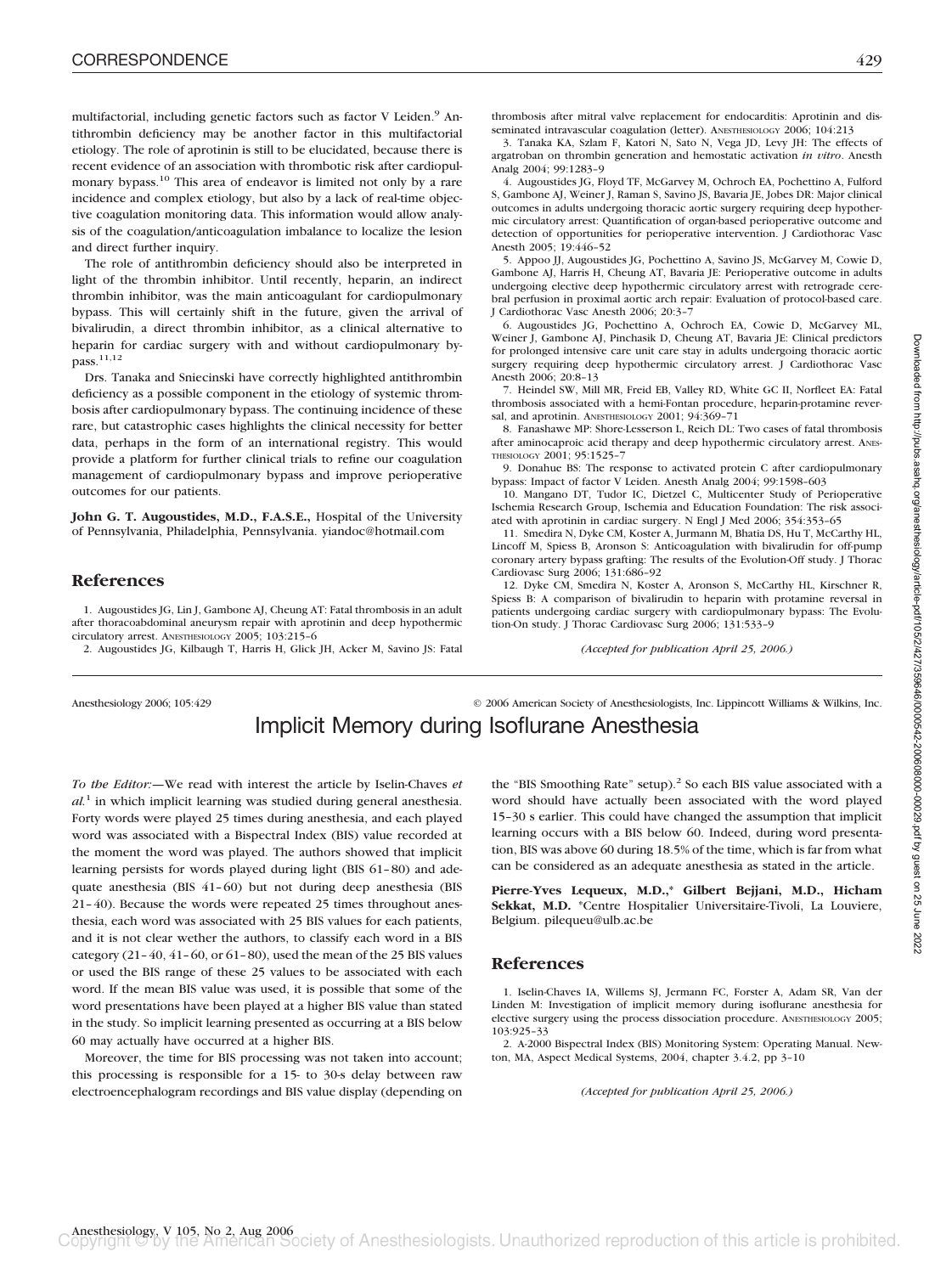multifactorial, including genetic factors such as factor V Leiden.[9] Antithrombin deficiency may be another factor in this multifactorial etiology. The role of aprotinin is still to be elucidated, because there is recent evidence of an association with thrombotic risk after cardiopulmonary bypass.[10] This area of endeavor is limited not only by a rare incidence and complex etiology, but also by a lack of real-time objective coagulation monitoring data. This information would allow analysis of the coagulation/anticoagulation imbalance to localize the lesion and direct further inquiry.

The role of antithrombin deficiency should also be interpreted in light of the thrombin inhibitor. Until recently, heparin, an indirect thrombin inhibitor, was the main anticoagulant for cardiopulmonary bypass. This will certainly shift in the future, given the arrival of bivalirudin, a direct thrombin inhibitor, as a clinical alternative to heparin for cardiac surgery with and without cardiopulmonary bypass.[11,12]

Drs. Tanaka and Sniecinski have correctly highlighted antithrombin deficiency as a possible component in the etiology of systemic thrombosis after cardiopulmonary bypass. The continuing incidence of these rare, but catastrophic cases highlights the clinical necessity for better data, perhaps in the form of an international registry. This would provide a platform for further clinical trials to refine our coagulation management of cardiopulmonary bypass and improve perioperative outcomes for our patients.

**John G. T. Augoustides, M.D., F.A.S.E.,** Hospital of the University of Pennsylvania, Philadelphia, Pennsylvania. yiandoc@hotmail.com

## References

1. Augoustides JG, Lin J, Gambone AJ, Cheung AT: Fatal thrombosis in an adult after thoracoabdominal aneurysm repair with aprotinin and deep hypothermic circulatory arrest. ANESTHESIOLOGY 2005; 103:215–6
2. Augoustides JG, Kilbaugh T, Harris H, Glick JH, Acker M, Savino JS: Fatal thrombosis after mitral valve replacement for endocarditis: Aprotinin and disseminated intravascular coagulation (letter). ANESTHESIOLOGY 2006; 104:213
3. Tanaka KA, Szlam F, Katori N, Sato N, Vega JD, Levy JH: The effects of argatroban on thrombin generation and hemostatic activation *in vitro*. Anesth Analg 2004; 99:1283–9
4. Augoustides JG, Floyd TF, McGarvey M, Ochroch EA, Pochettino A, Fulford S, Gambone AJ, Weiner J, Raman S, Savino JS, Bavaria JE, Jobes DR: Major clinical outcomes in adults undergoing thoracic aortic surgery requiring deep hypothermic circulatory arrest: Quantification of organ-based perioperative outcome and detection of opportunities for perioperative intervention. J Cardiothorac Vasc Anesth 2005; 19:446–52
5. Appoo JJ, Augoustides JG, Pochettino A, Savino JS, McGarvey M, Cowie D, Gambone AJ, Harris H, Cheung AT, Bavaria JE: Perioperative outcome in adults undergoing elective deep hypothermic circulatory arrest with retrograde cerebral perfusion in proximal aortic arch repair: Evaluation of protocol-based care. J Cardiothorac Vasc Anesth 2006; 20:3–7
6. Augoustides JG, Pochettino A, Ochroch EA, Cowie D, McGarvey ML, Weiner J, Gambone AJ, Pinchasik D, Cheung AT, Bavaria JE: Clinical predictors for prolonged intensive care unit care stay in adults undergoing thoracic aortic surgery requiring deep hypothermic circulatory arrest. J Cardiothorac Vasc Anesth 2006; 20:8–13
7. Heindel SW, Mill MR, Freid EB, Valley RD, White GC II, Norfleet EA: Fatal thrombosis associated with a hemi-Fontan procedure, heparin-protamine reversal, and aprotinin. ANESTHESIOLOGY 2001; 94:369–71
8. Fanashawe MP: Shore-Lesserson L, Reich DL: Two cases of fatal thrombosis after aminocaproic acid therapy and deep hypothermic circulatory arrest. ANESTHESIOLOGY 2001; 95:1525–7
9. Donahue BS: The response to activated protein C after cardiopulmonary bypass: Impact of factor V Leiden. Anesth Analg 2004; 99:1598–603
10. Mangano DT, Tudor IC, Dietzel C, Multicenter Study of Perioperative Ischemia Research Group, Ischemia and Education Foundation: The risk associated with aprotinin in cardiac surgery. N Engl J Med 2006; 354:353–65
11. Smedira N, Dyke CM, Koster A, Jurmann M, Bhatia DS, Hu T, McCarthy HL, Lincoff M, Spiess B, Aronson S: Anticoagulation with bivalirudin for off-pump coronary artery bypass grafting: The results of the Evolution-Off study. J Thorac Cardiovasc Surg 2006; 131:686–92
12. Dyke CM, Smedira N, Koster A, Aronson S, McCarthy HL, Kirschner R, Spiess B: A comparison of bivalirudin to heparin with protamine reversal in patients undergoing cardiac surgery with cardiopulmonary bypass: The Evolution-On study. J Thorac Cardiovasc Surg 2006; 131:533–9

*(Accepted for publication April 25, 2006.)*

---

Anesthesiology 2006; 105:429 © 2006 American Society of Anesthesiologists, Inc. Lippincott Williams & Wilkins, Inc.

# Implicit Memory during Isoflurane Anesthesia

*To the Editor:*—We read with interest the article by Iselin-Chaves *et al.*[1] in which implicit learning was studied during general anesthesia. Forty words were played 25 times during anesthesia, and each played word was associated with a Bispectral Index (BIS) value recorded at the moment the word was played. The authors showed that implicit learning persists for words played during light (BIS 61–80) and adequate anesthesia (BIS 41–60) but not during deep anesthesia (BIS 21–40). Because the words were repeated 25 times throughout anesthesia, each word was associated with 25 BIS values for each patients, and it is not clear wether the authors, to classify each word in a BIS category (21–40, 41–60, or 61–80), used the mean of the 25 BIS values or used the BIS range of these 25 values to be associated with each word. If the mean BIS value was used, it is possible that some of the word presentations have been played at a higher BIS value than stated in the study. So implicit learning presented as occurring at a BIS below 60 may actually have occurred at a higher BIS.

Moreover, the time for BIS processing was not taken into account; this processing is responsible for a 15- to 30-s delay between raw electroencephalogram recordings and BIS value display (depending on the "BIS Smoothing Rate" setup).[2] So each BIS value associated with a word should have actually been associated with the word played 15–30 s earlier. This could have changed the assumption that implicit learning occurs with a BIS below 60. Indeed, during word presentation, BIS was above 60 during 18.5% of the time, which is far from what can be considered as an adequate anesthesia as stated in the article.

**Pierre-Yves Lequeux, M.D.,\* Gilbert Bejjani, M.D., Hicham Sekkat, M.D.** \*Centre Hospitalier Universitaire-Tivoli, La Louviere, Belgium. pilequeu@ulb.ac.be

## References

1. Iselin-Chaves IA, Willems SJ, Jermann FC, Forster A, Adam SR, Van der Linden M: Investigation of implicit memory during isoflurane anesthesia for elective surgery using the process dissociation procedure. ANESTHESIOLOGY 2005; 103:925–33
2. A-2000 Bispectral Index (BIS) Monitoring System: Operating Manual. Newton, MA, Aspect Medical Systems, 2004, chapter 3.4.2, pp 3–10

*(Accepted for publication April 25, 2006.)*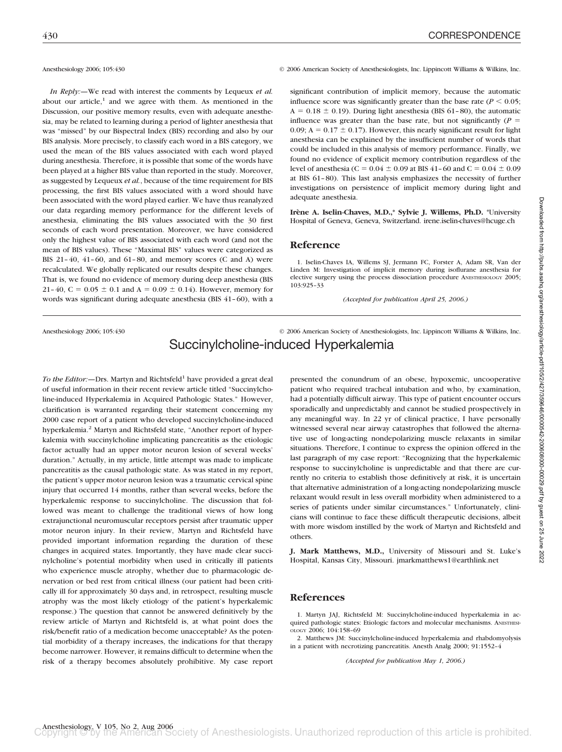*In Reply:*—We read with interest the comments by Lequeux *et al.* about our article,[1] and we agree with them. As mentioned in the Discussion, our positive memory results, even with adequate anesthesia, may be related to learning during a period of lighter anesthesia that was "missed" by our Bispectral Index (BIS) recording and also by our BIS analysis. More precisely, to classify each word in a BIS category, we used the mean of the BIS values associated with each word played during anesthesia. Therefore, it is possible that some of the words have been played at a higher BIS value than reported in the study. Moreover, as suggested by Lequeux *et al.*, because of the time requirement for BIS processing, the first BIS values associated with a word should have been associated with the word played earlier. We have thus reanalyzed our data regarding memory performance for the different levels of anesthesia, eliminating the BIS values associated with the 30 first seconds of each word presentation. Moreover, we have considered only the highest value of BIS associated with each word (and not the mean of BIS values). These "Maximal BIS" values were categorized as BIS 21–40, 41–60, and 61–80, and memory scores (C and A) were recalculated. We globally replicated our results despite these changes. That is, we found no evidence of memory during deep anesthesia (BIS 21–40, $C = 0.05 \pm 0.1$ and $A = 0.09 \pm 0.14$). However, memory for words was significant during adequate anesthesia (BIS 41–60), with a significant contribution of implicit memory, because the automatic influence score was significantly greater than the base rate ($P < 0.05$; $A = 0.18 \pm 0.19$). During light anesthesia (BIS 61–80), the automatic influence was greater than the base rate, but not significantly ($P = 0.09$; $A = 0.17 \pm 0.17$). However, this nearly significant result for light anesthesia can be explained by the insufficient number of words that could be included in this analysis of memory performance. Finally, we found no evidence of explicit memory contribution regardless of the level of anesthesia ($C = 0.04 \pm 0.09$ at BIS 41–60 and $C = 0.04 \pm 0.09$ at BIS 61–80). This last analysis emphasizes the necessity of further investigations on persistence of implicit memory during light and adequate anesthesia.

**Irène A. Iselin-Chaves, M.D.,\* Sylvie J. Willems, Ph.D.** \*University Hospital of Geneva, Geneva, Switzerland. irene.iselin-chaves@hcuge.ch

## Reference

1. Iselin-Chaves IA, Willems SJ, Jermann FC, Forster A, Adam SR, Van der Linden M: Investigation of implicit memory during isoflurane anesthesia for elective surgery using the process dissociation procedure ANESTHESIOLOGY 2005; 103:925–33

*(Accepted for publication April 25, 2006.)*

# Succinylcholine-induced Hyperkalemia

*To the Editor:*—Drs. Martyn and Richtsfeld[1] have provided a great deal of useful information in their recent review article titled "Succinylcholine-induced Hyperkalemia in Acquired Pathologic States." However, clarification is warranted regarding their statement concerning my 2000 case report of a patient who developed succinylcholine-induced hyperkalemia.[2] Martyn and Richtsfeld state, "Another report of hyperkalemia with succinylcholine implicating pancreatitis as the etiologic factor actually had an upper motor neuron lesion of several weeks' duration." Actually, in my article, little attempt was made to implicate pancreatitis as the causal pathologic state. As was stated in my report, the patient's upper motor neuron lesion was a traumatic cervical spine injury that occurred 14 months, rather than several weeks, before the hyperkalemic response to succinylcholine. The discussion that followed was meant to challenge the traditional views of how long extrajunctional neuromuscular receptors persist after traumatic upper motor neuron injury. In their review, Martyn and Richtsfeld have provided important information regarding the duration of these changes in acquired states. Importantly, they have made clear succinylcholine's potential morbidity when used in critically ill patients who experience muscle atrophy, whether due to pharmacologic denervation or bed rest from critical illness (our patient had been critically ill for approximately 30 days and, in retrospect, resulting muscle atrophy was the most likely etiology of the patient's hyperkalemic response.) The question that cannot be answered definitively by the review article of Martyn and Richtsfeld is, at what point does the risk/benefit ratio of a medication become unacceptable? As the potential morbidity of a therapy increases, the indications for that therapy become narrower. However, it remains difficult to determine when the risk of a therapy becomes absolutely prohibitive. My case report presented the conundrum of an obese, hypoxemic, uncooperative patient who required tracheal intubation and who, by examination, had a potentially difficult airway. This type of patient encounter occurs sporadically and unpredictably and cannot be studied prospectively in any meaningful way. In 22 yr of clinical practice, I have personally witnessed several near airway catastrophes that followed the alternative use of long-acting nondepolarizing muscle relaxants in similar situations. Therefore, I continue to express the opinion offered in the last paragraph of my case report: "Recognizing that the hyperkalemic response to succinylcholine is unpredictable and that there are currently no criteria to establish those definitively at risk, it is uncertain that alternative administration of a long-acting nondepolarizing muscle relaxant would result in less overall morbidity when administered to a series of patients under similar circumstances." Unfortunately, clinicians will continue to face these difficult therapeutic decisions, albeit with more wisdom instilled by the work of Martyn and Richtsfeld and others.

**J. Mark Matthews, M.D.,** University of Missouri and St. Luke's Hospital, Kansas City, Missouri. jmarkmatthews1@earthlink.net

## References

1. Martyn JAJ, Richtsfeld M: Succinylcholine-induced hyperkalemia in acquired pathologic states: Etiologic factors and molecular mechanisms. ANESTHESIOLOGY 2006; 104:158–69
2. Matthews JM: Succinylcholine-induced hyperkalemia and rhabdomyolysis in a patient with necrotizing pancreatitis. Anesth Analg 2000; 91:1552–4

*(Accepted for publication May 1, 2006.)*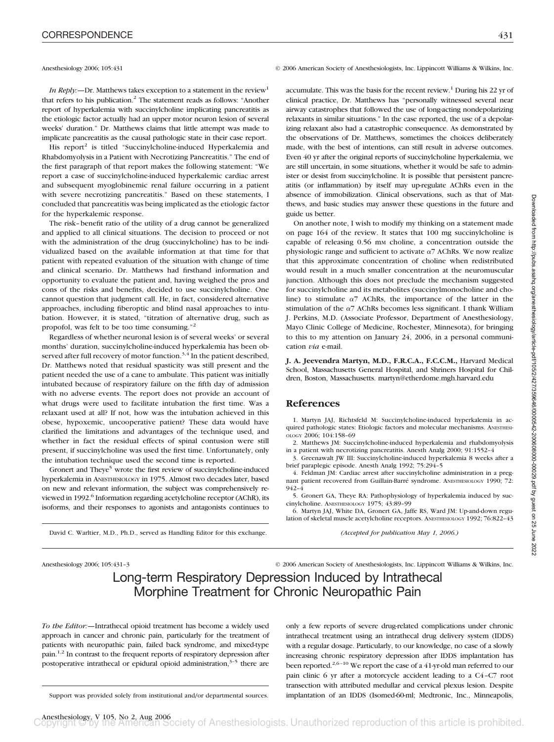*In Reply:*—Dr. Matthews takes exception to a statement in the review[1] that refers to his publication.[2] The statement reads as follows: "Another report of hyperkalemia with succinylcholine implicating pancreatitis as the etiologic factor actually had an upper motor neuron lesion of several weeks' duration." Dr. Matthews claims that little attempt was made to implicate pancreatitis as the causal pathologic state in their case report.

His report[2] is titled "Succinylcholine-induced Hyperkalemia and Rhabdomyolysis in a Patient with Necrotizing Pancreatitis." The end of the first paragraph of that report makes the following statement: "We report a case of succinylcholine-induced hyperkalemic cardiac arrest and subsequent myoglobinemic renal failure occurring in a patient with severe necrotizing pancreatitis." Based on these statements, I concluded that pancreatitis was being implicated as the etiologic factor for the hyperkalemic response.

The risk–benefit ratio of the utility of a drug cannot be generalized and applied to all clinical situations. The decision to proceed or not with the administration of the drug (succinylcholine) has to be individualized based on the available information at that time for that patient with repeated evaluation of the situation with change of time and clinical scenario. Dr. Matthews had firsthand information and opportunity to evaluate the patient and, having weighed the pros and cons of the risks and benefits, decided to use succinylcholine. One cannot question that judgment call. He, in fact, considered alternative approaches, including fiberoptic and blind nasal approaches to intubation. However, it is stated, "titration of alternative drug, such as propofol, was felt to be too time consuming."[2]

Regardless of whether neuronal lesion is of several weeks' or several months' duration, succinylcholine-induced hyperkalemia has been observed after full recovery of motor function.[3,4] In the patient described, Dr. Matthews noted that residual spasticity was still present and the patient needed the use of a cane to ambulate. This patient was initially intubated because of respiratory failure on the fifth day of admission with no adverse events. The report does not provide an account of what drugs were used to facilitate intubation the first time. Was a relaxant used at all? If not, how was the intubation achieved in this obese, hypoxemic, uncooperative patient? These data would have clarified the limitations and advantages of the technique used, and whether in fact the residual effects of spinal contusion were still present, if succinylcholine was used the first time. Unfortunately, only the intubation technique used the second time is reported.

Gronert and Theye[5] wrote the first review of succinylcholine-induced hyperkalemia in ANESTHESIOLOGY in 1975. Almost two decades later, based on new and relevant information, the subject was comprehensively reviewed in 1992.[6] Information regarding acetylcholine receptor (AChR), its isoforms, and their responses to agonists and antagonists continues to accumulate. This was the basis for the recent review.[1] During his 22 yr of clinical practice, Dr. Matthews has "personally witnessed several near airway catastrophes that followed the use of long-acting nondepolarizing relaxants in similar situations." In the case reported, the use of a depolarizing relaxant also had a catastrophic consequence. As demonstrated by the observations of Dr. Matthews, sometimes the choices deliberately made, with the best of intentions, can still result in adverse outcomes. Even 40 yr after the original reports of succinylcholine hyperkalemia, we are still uncertain, in some situations, whether it would be safe to administer or desist from succinylcholine. It is possible that persistent pancreatitis (or inflammation) by itself may up-regulate AChRs even in the absence of immobilization. Clinical observations, such as that of Matthews, and basic studies may answer these questions in the future and guide us better.

On another note, I wish to modify my thinking on a statement made on page 164 of the review. It states that 100 mg succinylcholine is capable of releasing 0.56 mM choline, a concentration outside the physiologic range and sufficient to activate $\alpha7$ AChRs. We now realize that this approximate concentration of choline when redistributed would result in a much smaller concentration at the neuromuscular junction. Although this does not preclude the mechanism suggested for succinylcholine and its metabolites (succinylmonocholine and choline) to stimulate $\alpha7$ AChRs, the importance of the latter in the stimulation of the $\alpha7$ AChRs becomes less significant. I thank William J. Perkins, M.D. (Associate Professor, Department of Anesthesiology, Mayo Clinic College of Medicine, Rochester, Minnesota), for bringing to this to my attention on January 24, 2006, in a personal communication *via* e-mail.

**J. A. Jeevendra Martyn, M.D., F.R.C.A., F.C.C.M.,** Harvard Medical School, Massachusetts General Hospital, and Shriners Hospital for Children, Boston, Massachusetts. martyn@etherdome.mgh.harvard.edu

## References

1. Martyn JAJ, Richtsfeld M: Succinylcholine-induced hyperkalemia in acquired pathologic states: Etiologic factors and molecular mechanisms. ANESTHESIOLOGY 2006; 104:158–69
2. Matthews JM: Succinylcholine-induced hyperkalemia and rhabdomyolysis in a patient with necrotizing pancreatitis. Anesth Analg 2000; 91:1552–4
3. Greenawalt JW III: Succinylcholine-induced hyperkalemia 8 weeks after a brief paraplegic episode. Anesth Analg 1992; 75:294–5
4. Feldman JM: Cardiac arrest after succinylcholine administration in a pregnant patient recovered from Guillain-Barré syndrome. ANESTHESIOLOGY 1990; 72: 942–4
5. Gronert GA, Theye RA: Pathophysiology of hyperkalemia induced by succinylcholine. ANESTHESIOLOGY 1975; 43:89–99
6. Martyn JAJ, White DA, Gronert GA, Jaffe RS, Ward JM: Up-and-down regulation of skeletal muscle acetylcholine receptors. ANESTHESIOLOGY 1992; 76:822–43

*(Accepted for publication May 1, 2006.)*

David C. Warltier, M.D., Ph.D., served as Handling Editor for this exchange.

# Long-term Respiratory Depression Induced by Intrathecal Morphine Treatment for Chronic Neuropathic Pain

*To the Editor:*—Intrathecal opioid treatment has become a widely used approach in cancer and chronic pain, particularly for the treatment of patients with neuropathic pain, failed back syndrome, and mixed-type pain.[1,2] In contrast to the frequent reports of respiratory depression after postoperative intrathecal or epidural opioid administration,[3–5] there are only a few reports of severe drug-related complications under chronic intrathecal treatment using an intrathecal drug delivery system (IDDS) with a regular dosage. Particularly, to our knowledge, no case of a slowly increasing chronic respiratory depression after IDDS implantation has been reported.[2,6–10] We report the case of a 41-yr-old man referred to our pain clinic 6 yr after a motorcycle accident leading to a C4–C7 root transection with attributed medullar and cervical plexus lesion. Despite implantation of an IDDS (Isomed-60-ml; Medtronic, Inc., Minneapolis,

Support was provided solely from institutional and/or departmental sources.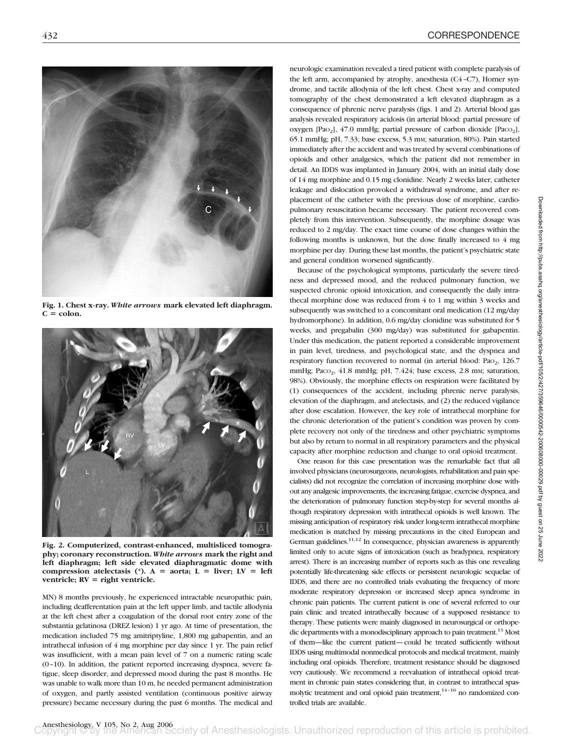Fig. 1. Chest x-ray. *White arrows* mark elevated left diaphragm. C = colon.

Fig. 2. Computerized, contrast-enhanced, multisliced tomography; coronary reconstruction. *White arrows* mark the right and left diaphragm; left side elevated diaphragmatic dome with compression atelectasis (*). A = aorta; L = liver; LV = left ventricle; RV = right ventricle.

MN) 8 months previously, he experienced intractable neuropathic pain, including deafferentation pain at the left upper limb, and tactile allodynia at the left chest after a coagulation of the dorsal root entry zone of the substantia gelatinosa (DREZ lesion) 1 yr ago. At time of presentation, the medication included 75 mg amitriptyline, 1,800 mg gabapentin, and an intrathecal infusion of 4 mg morphine per day since 1 yr. The pain relief was insufficient, with a mean pain level of 7 on a numeric rating scale (0–10). In addition, the patient reported increasing dyspnea, severe fatigue, sleep disorder, and depressed mood during the past 8 months. He was unable to walk more than 10 m, he needed permanent administration of oxygen, and partly assisted ventilation (continuous positive airway pressure) became necessary during the past 6 months. The medical and neurologic examination revealed a tired patient with complete paralysis of the left arm, accompanied by atrophy, anesthesia (C4–C7), Horner syndrome, and tactile allodynia of the left chest. Chest x-ray and computed tomography of the chest demonstrated a left elevated diaphragm as a consequence of phrenic nerve paralysis (figs. 1 and 2). Arterial blood gas analysis revealed respiratory acidosis (in arterial blood: partial pressure of oxygen [$Pa_{O_2}$], 47.0 mmHg; partial pressure of carbon dioxide [$Pa_{CO_2}$], 65.1 mmHg; pH, 7.33; base excess, 5.3 mM; saturation, 80%). Pain started immediately after the accident and was treated by several combinations of opioids and other analgesics, which the patient did not remember in detail. An IDDS was implanted in January 2004, with an initial daily dose of 14 mg morphine and 0.15 mg clonidine. Nearly 2 weeks later, catheter leakage and dislocation provoked a withdrawal syndrome, and after replacement of the catheter with the previous dose of morphine, cardiopulmonary resuscitation became necessary. The patient recovered completely from this intervention. Subsequently, the morphine dosage was reduced to 2 mg/day. The exact time course of dose changes within the following months is unknown, but the dose finally increased to 4 mg morphine per day. During these last months, the patient's psychiatric state and general condition worsened significantly.

Because of the psychological symptoms, particularly the severe tiredness and depressed mood, and the reduced pulmonary function, we suspected chronic opioid intoxication, and consequently the daily intrathecal morphine dose was reduced from 4 to 1 mg within 3 weeks and subsequently was switched to a concomitant oral medication (12 mg/day hydromorphone). In addition, 0.6 mg/day clonidine was substituted for 5 weeks, and pregabalin (300 mg/day) was substituted for gabapentin. Under this medication, the patient reported a considerable improvement in pain level, tiredness, and psychological state, and the dyspnea and respiratory function recovered to normal (in arterial blood: $Pa_{O_2}$, 126.7 mmHg; $Pa_{CO_2}$, 41.8 mmHg; pH, 7.424; base excess, 2.8 mM; saturation, 98%). Obviously, the morphine effects on respiration were facilitated by (1) consequences of the accident, including phrenic nerve paralysis, elevation of the diaphragm, and atelectasis, and (2) the reduced vigilance after dose escalation. However, the key role of intrathecal morphine for the chronic deterioration of the patient's condition was proven by complete recovery not only of the tiredness and other psychiatric symptoms but also by return to normal in all respiratory parameters and the physical capacity after morphine reduction and change to oral opioid treatment.

One reason for this case presentation was the remarkable fact that all involved physicians (neurosurgeons, neurologists, rehabilitation and pain specialists) did not recognize the correlation of increasing morphine dose without any analgesic improvements, the increasing fatigue, exercise dyspnea, and the deterioration of pulmonary function step-by-step for several months although respiratory depression with intrathecal opioids is well known. The missing anticipation of respiratory risk under long-term intrathecal morphine medication is matched by missing precautions in the cited European and German guidelines.[11,12] In consequence, physician awareness is apparently limited only to acute signs of intoxication (such as bradypnea, respiratory arrest). There is an increasing number of reports such as this one revealing potentially life-threatening side effects or persistent neurologic sequelae of IDDS, and there are no controlled trials evaluating the frequency of more moderate respiratory depression or increased sleep apnea syndrome in chronic pain patients. The current patient is one of several referred to our pain clinic and treated intrathecally because of a supposed resistance to therapy. These patients were mainly diagnosed in neurosurgical or orthopedic departments with a monodisciplinary approach to pain treatment.[13] Most of them—like the current patient—could be treated sufficiently without IDDS using multimodal nonmedical protocols and medical treatment, mainly including oral opioids. Therefore, treatment resistance should be diagnosed very cautiously. We recommend a reevaluation of intrathecal opioid treatment in chronic pain states considering that, in contrast to intrathecal spasmolytic treatment and oral opioid pain treatment,[14–16] no randomized controlled trials are available.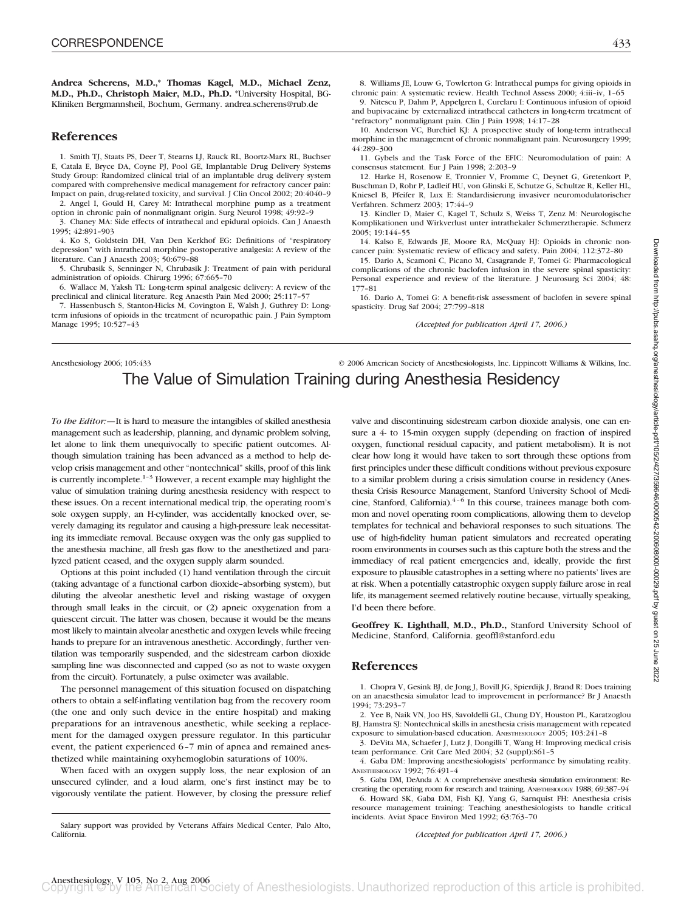**Andrea Scherens, M.D.,\* Thomas Kagel, M.D., Michael Zenz, M.D., Ph.D., Christoph Maier, M.D., Ph.D.** \*University Hospital, BG-Kliniken Bergmannsheil, Bochum, Germany. andrea.scherens@rub.de

## References

1. Smith TJ, Staats PS, Deer T, Stearns LJ, Rauck RL, Boortz-Marx RL, Buchser E, Catala E, Bryce DA, Coyne PJ, Pool GE, Implantable Drug Delivery Systems Study Group: Randomized clinical trial of an implantable drug delivery system compared with comprehensive medical management for refractory cancer pain: Impact on pain, drug-related toxicity, and survival. J Clin Oncol 2002; 20:4040–9
2. Angel I, Gould H, Carey M: Intrathecal morphine pump as a treatment option in chronic pain of nonmalignant origin. Surg Neurol 1998; 49:92–9
3. Chaney MA: Side effects of intrathecal and epidural opioids. Can J Anaesth 1995; 42:891–903
4. Ko S, Goldstein DH, Van Den Kerkhof EG: Definitions of "respiratory depression" with intrathecal morphine postoperative analgesia: A review of the literature. Can J Anaesth 2003; 50:679–88
5. Chrubasik S, Senninger N, Chrubasik J: Treatment of pain with peridural administration of opioids. Chirurg 1996; 67:665–70
6. Wallace M, Yaksh TL: Long-term spinal analgesic delivery: A review of the preclinical and clinical literature. Reg Anaesth Pain Med 2000; 25:117–57
7. Hassenbusch S, Stanton-Hicks M, Covington E, Walsh J, Guthrey D: Long-term infusions of opioids in the treatment of neuropathic pain. J Pain Symptom Manage 1995; 10:527–43
8. Williams JE, Louw G, Towlerton G: Intrathecal pumps for giving opioids in chronic pain: A systematic review. Health Technol Assess 2000; 4:iii–iv, 1–65
9. Nitescu P, Dahm P, Appelgren L, Curelaru I: Continuous infusion of opioid and bupivacaine by externalized intrathecal catheters in long-term treatment of "refractory" nonmalignant pain. Clin J Pain 1998; 14:17–28
10. Anderson VC, Burchiel KJ: A prospective study of long-term intrathecal morphine in the management of chronic nonmalignant pain. Neurosurgery 1999; 44:289–300
11. Gybels and the Task Force of the EFIC: Neuromodulation of pain: A consensus statement. Eur J Pain 1998; 2:203–9
12. Harke H, Rosenow E, Tronnier V, Fromme C, Deynet G, Gretenkort P, Buschman D, Rohr P, Ladleif HU, von Glinski E, Schutze G, Schultze R, Keller HL, Kniesel B, Pfeifer R, Lux E: Standardisierung invasiver neuromodulatorischer Verfahren. Schmerz 2003; 17:44–9
13. Kindler D, Maier C, Kagel T, Schulz S, Weiss T, Zenz M: Neurologische Komplikationen und Wirkverlust unter intrathekaler Schmerztherapie. Schmerz 2005; 19:144–55
14. Kalso E, Edwards JE, Moore RA, McQuay HJ: Opioids in chronic non-cancer pain: Systematic review of efficacy and safety. Pain 2004; 112:372–80
15. Dario A, Scamoni C, Picano M, Casagrande F, Tomei G: Pharmacological complications of the chronic baclofen infusion in the severe spinal spasticity: Personal experience and review of the literature. J Neurosurg Sci 2004; 48: 177–81
16. Dario A, Tomei G: A benefit-risk assessment of baclofen in severe spinal spasticity. Drug Saf 2004; 27:799–818

*(Accepted for publication April 17, 2006.)*

Anesthesiology 2006; 105:433 © 2006 American Society of Anesthesiologists, Inc. Lippincott Williams & Wilkins, Inc.

# The Value of Simulation Training during Anesthesia Residency

*To the Editor:*—It is hard to measure the intangibles of skilled anesthesia management such as leadership, planning, and dynamic problem solving, let alone to link them unequivocally to specific patient outcomes. Although simulation training has been advanced as a method to help develop crisis management and other "nontechnical" skills, proof of this link is currently incomplete.[1–3] However, a recent example may highlight the value of simulation training during anesthesia residency with respect to these issues. On a recent international medical trip, the operating room's sole oxygen supply, an H-cylinder, was accidentally knocked over, severely damaging its regulator and causing a high-pressure leak necessitating its immediate removal. Because oxygen was the only gas supplied to the anesthesia machine, all fresh gas flow to the anesthetized and paralyzed patient ceased, and the oxygen supply alarm sounded.

Options at this point included (1) hand ventilation through the circuit (taking advantage of a functional carbon dioxide–absorbing system), but diluting the alveolar anesthetic level and risking wastage of oxygen through small leaks in the circuit, or (2) apneic oxygenation from a quiescent circuit. The latter was chosen, because it would be the means most likely to maintain alveolar anesthetic and oxygen levels while freeing hands to prepare for an intravenous anesthetic. Accordingly, further ventilation was temporarily suspended, and the sidestream carbon dioxide sampling line was disconnected and capped (so as not to waste oxygen from the circuit). Fortunately, a pulse oximeter was available.

The personnel management of this situation focused on dispatching others to obtain a self-inflating ventilation bag from the recovery room (the one and only such device in the entire hospital) and making preparations for an intravenous anesthetic, while seeking a replacement for the damaged oxygen pressure regulator. In this particular event, the patient experienced 6–7 min of apnea and remained anesthetized while maintaining oxyhemoglobin saturations of 100%.

When faced with an oxygen supply loss, the near explosion of an unsecured cylinder, and a loud alarm, one's first instinct may be to vigorously ventilate the patient. However, by closing the pressure relief valve and discontinuing sidestream carbon dioxide analysis, one can ensure a 4- to 15-min oxygen supply (depending on fraction of inspired oxygen, functional residual capacity, and patient metabolism). It is not clear how long it would have taken to sort through these options from first principles under these difficult conditions without previous exposure to a similar problem during a crisis simulation course in residency (Anesthesia Crisis Resource Management, Stanford University School of Medicine, Stanford, California).[4–6] In this course, trainees manage both common and novel operating room complications, allowing them to develop templates for technical and behavioral responses to such situations. The use of high-fidelity human patient simulators and recreated operating room environments in courses such as this capture both the stress and the immediacy of real patient emergencies and, ideally, provide the first exposure to plausible catastrophes in a setting where no patients' lives are at risk. When a potentially catastrophic oxygen supply failure arose in real life, its management seemed relatively routine because, virtually speaking, I'd been there before.

**Geoffrey K. Lighthall, M.D., Ph.D.,** Stanford University School of Medicine, Stanford, California. geoffl@stanford.edu

Salary support was provided by Veterans Affairs Medical Center, Palo Alto, California.

## References

1. Chopra V, Gesink BJ, de Jong J, Bovill JG, Spierdijk J, Brand R: Does training on an anaesthesia simulator lead to improvement in performance? Br J Anaesth 1994; 73:293–7
2. Yee B, Naik VN, Joo HS, Savoldelli GL, Chung DY, Houston PL, Karatzoglou BJ, Hamstra SJ: Nontechnical skills in anesthesia crisis management with repeated exposure to simulation-based education. Anesthesiology 2005; 103:241–8
3. DeVita MA, Schaefer J, Lutz J, Dongilli T, Wang H: Improving medical crisis team performance. Crit Care Med 2004; 32 (suppl):S61–5
4. Gaba DM: Improving anesthesiologists' performance by simulating reality. Anesthesiology 1992; 76:491–4
5. Gaba DM, DeAnda A: A comprehensive anesthesia simulation environment: Recreating the operating room for research and training. Anesthesiology 1988; 69:387–94
6. Howard SK, Gaba DM, Fish KJ, Yang G, Sarnquist FH: Anesthesia crisis resource management training: Teaching anesthesiologists to handle critical incidents. Aviat Space Environ Med 1992; 63:763–70

*(Accepted for publication April 17, 2006.)*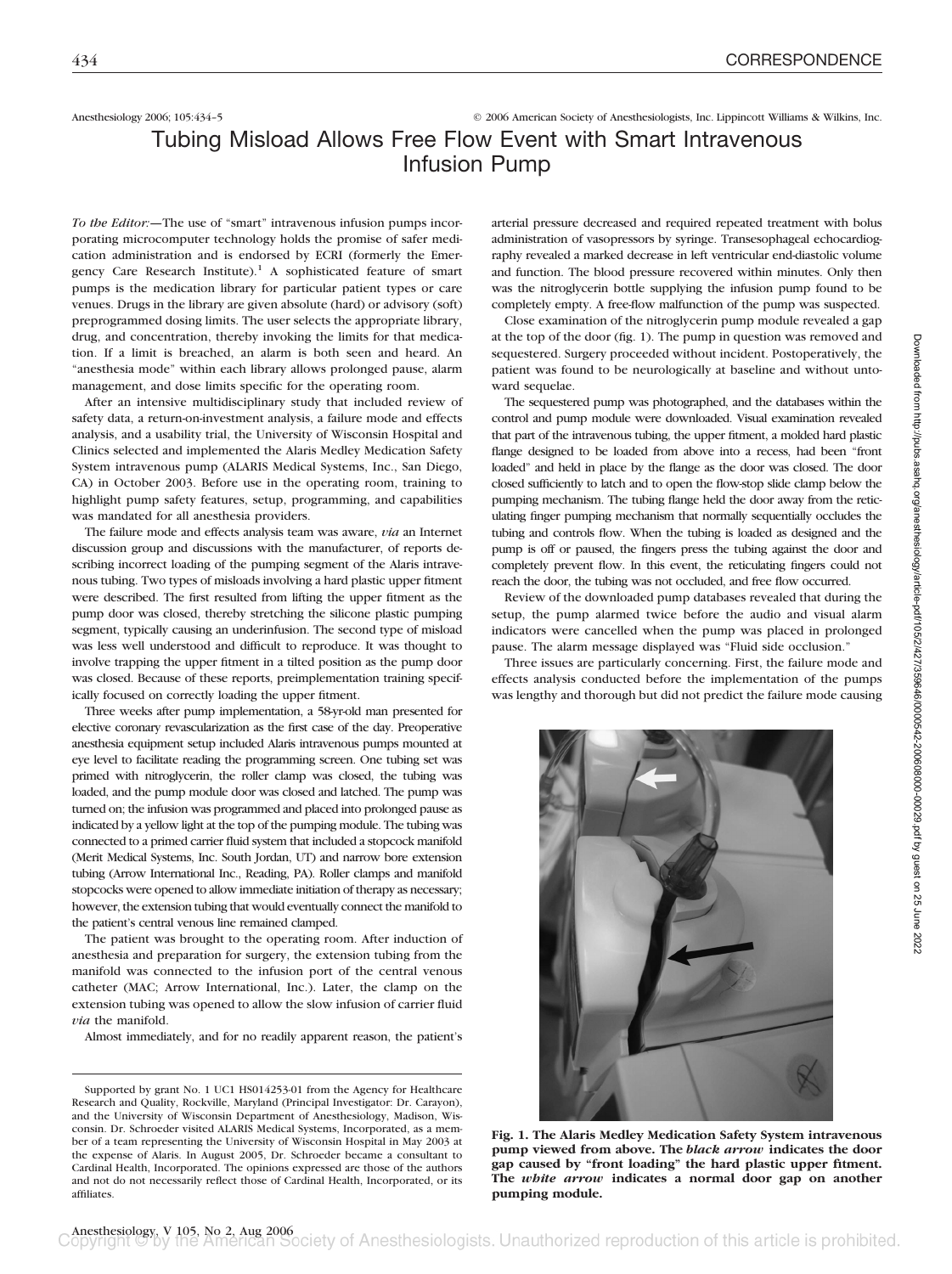Anesthesiology 2006; 105:434–5 © 2006 American Society of Anesthesiologists, Inc. Lippincott Williams & Wilkins, Inc.

# Tubing Misload Allows Free Flow Event with Smart Intravenous Infusion Pump

*To the Editor:*—The use of "smart" intravenous infusion pumps incorporating microcomputer technology holds the promise of safer medication administration and is endorsed by ECRI (formerly the Emergency Care Research Institute).[1] A sophisticated feature of smart pumps is the medication library for particular patient types or care venues. Drugs in the library are given absolute (hard) or advisory (soft) preprogrammed dosing limits. The user selects the appropriate library, drug, and concentration, thereby invoking the limits for that medication. If a limit is breached, an alarm is both seen and heard. An "anesthesia mode" within each library allows prolonged pause, alarm management, and dose limits specific for the operating room.

After an intensive multidisciplinary study that included review of safety data, a return-on-investment analysis, a failure mode and effects analysis, and a usability trial, the University of Wisconsin Hospital and Clinics selected and implemented the Alaris Medley Medication Safety System intravenous pump (ALARIS Medical Systems, Inc., San Diego, CA) in October 2003. Before use in the operating room, training to highlight pump safety features, setup, programming, and capabilities was mandated for all anesthesia providers.

The failure mode and effects analysis team was aware, *via* an Internet discussion group and discussions with the manufacturer, of reports describing incorrect loading of the pumping segment of the Alaris intravenous tubing. Two types of misloads involving a hard plastic upper fitment were described. The first resulted from lifting the upper fitment as the pump door was closed, thereby stretching the silicone plastic pumping segment, typically causing an underinfusion. The second type of misload was less well understood and difficult to reproduce. It was thought to involve trapping the upper fitment in a tilted position as the pump door was closed. Because of these reports, preimplementation training specifically focused on correctly loading the upper fitment.

Three weeks after pump implementation, a 58-yr-old man presented for elective coronary revascularization as the first case of the day. Preoperative anesthesia equipment setup included Alaris intravenous pumps mounted at eye level to facilitate reading the programming screen. One tubing set was primed with nitroglycerin, the roller clamp was closed, the tubing was loaded, and the pump module door was closed and latched. The pump was turned on; the infusion was programmed and placed into prolonged pause as indicated by a yellow light at the top of the pumping module. The tubing was connected to a primed carrier fluid system that included a stopcock manifold (Merit Medical Systems, Inc. South Jordan, UT) and narrow bore extension tubing (Arrow International Inc., Reading, PA). Roller clamps and manifold stopcocks were opened to allow immediate initiation of therapy as necessary; however, the extension tubing that would eventually connect the manifold to the patient's central venous line remained clamped.

The patient was brought to the operating room. After induction of anesthesia and preparation for surgery, the extension tubing from the manifold was connected to the infusion port of the central venous catheter (MAC; Arrow International, Inc.). Later, the clamp on the extension tubing was opened to allow the slow infusion of carrier fluid *via* the manifold.

Almost immediately, and for no readily apparent reason, the patient's arterial pressure decreased and required repeated treatment with bolus administration of vasopressors by syringe. Transesophageal echocardiography revealed a marked decrease in left ventricular end-diastolic volume and function. The blood pressure recovered within minutes. Only then was the nitroglycerin bottle supplying the infusion pump found to be completely empty. A free-flow malfunction of the pump was suspected.

Close examination of the nitroglycerin pump module revealed a gap at the top of the door (fig. 1). The pump in question was removed and sequestered. Surgery proceeded without incident. Postoperatively, the patient was found to be neurologically at baseline and without untoward sequelae.

The sequestered pump was photographed, and the databases within the control and pump module were downloaded. Visual examination revealed that part of the intravenous tubing, the upper fitment, a molded hard plastic flange designed to be loaded from above into a recess, had been "front loaded" and held in place by the flange as the door was closed. The door closed sufficiently to latch and to open the flow-stop slide clamp below the pumping mechanism. The tubing flange held the door away from the reticulating finger pumping mechanism that normally sequentially occludes the tubing and controls flow. When the tubing is loaded as designed and the pump is off or paused, the fingers press the tubing against the door and completely prevent flow. In this event, the reticulating fingers could not reach the door, the tubing was not occluded, and free flow occurred.

Review of the downloaded pump databases revealed that during the setup, the pump alarmed twice before the audio and visual alarm indicators were cancelled when the pump was placed in prolonged pause. The alarm message displayed was "Fluid side occlusion."

Three issues are particularly concerning. First, the failure mode and effects analysis conducted before the implementation of the pumps was lengthy and thorough but did not predict the failure mode causing

**Fig. 1. The Alaris Medley Medication Safety System intravenous pump viewed from above. The *black arrow* indicates the door gap caused by "front loading" the hard plastic upper fitment. The *white arrow* indicates a normal door gap on another pumping module.**

Supported by grant No. 1 UC1 HS014253-01 from the Agency for Healthcare Research and Quality, Rockville, Maryland (Principal Investigator: Dr. Carayon), and the University of Wisconsin Department of Anesthesiology, Madison, Wisconsin. Dr. Schroeder visited ALARIS Medical Systems, Incorporated, as a member of a team representing the University of Wisconsin Hospital in May 2003 at the expense of Alaris. In August 2005, Dr. Schroeder became a consultant to Cardinal Health, Incorporated. The opinions expressed are those of the authors and not do not necessarily reflect those of Cardinal Health, Incorporated, or its affiliates.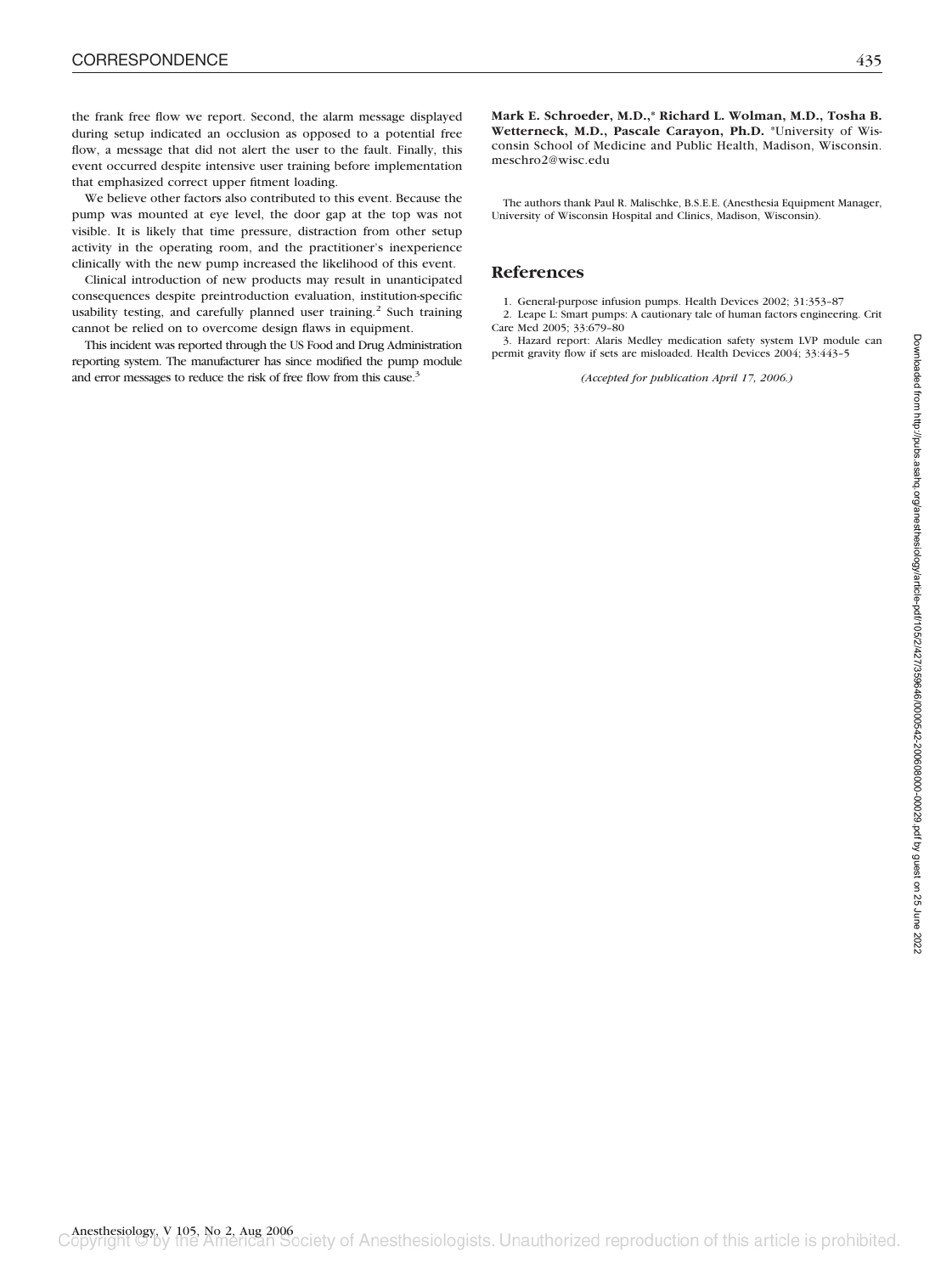the frank free flow we report. Second, the alarm message displayed during setup indicated an occlusion as opposed to a potential free flow, a message that did not alert the user to the fault. Finally, this event occurred despite intensive user training before implementation that emphasized correct upper fitment loading.

We believe other factors also contributed to this event. Because the pump was mounted at eye level, the door gap at the top was not visible. It is likely that time pressure, distraction from other setup activity in the operating room, and the practitioner's inexperience clinically with the new pump increased the likelihood of this event.

Clinical introduction of new products may result in unanticipated consequences despite preintroduction evaluation, institution-specific usability testing, and carefully planned user training.[2] Such training cannot be relied on to overcome design flaws in equipment.

This incident was reported through the US Food and Drug Administration reporting system. The manufacturer has since modified the pump module and error messages to reduce the risk of free flow from this cause.[3]

**Mark E. Schroeder, M.D.,* Richard L. Wolman, M.D., Tosha B. Wetterneck, M.D., Pascale Carayon, Ph.D.** *University of Wisconsin School of Medicine and Public Health, Madison, Wisconsin. meschro2@wisc.edu

The authors thank Paul R. Malischke, B.S.E.E. (Anesthesia Equipment Manager, University of Wisconsin Hospital and Clinics, Madison, Wisconsin).

## References

1. General-purpose infusion pumps. Health Devices 2002; 31:353–87
2. Leape L: Smart pumps: A cautionary tale of human factors engineering. Crit Care Med 2005; 33:679–80
3. Hazard report: Alaris Medley medication safety system LVP module can permit gravity flow if sets are misloaded. Health Devices 2004; 33:443–5

*(Accepted for publication April 17, 2006.)*